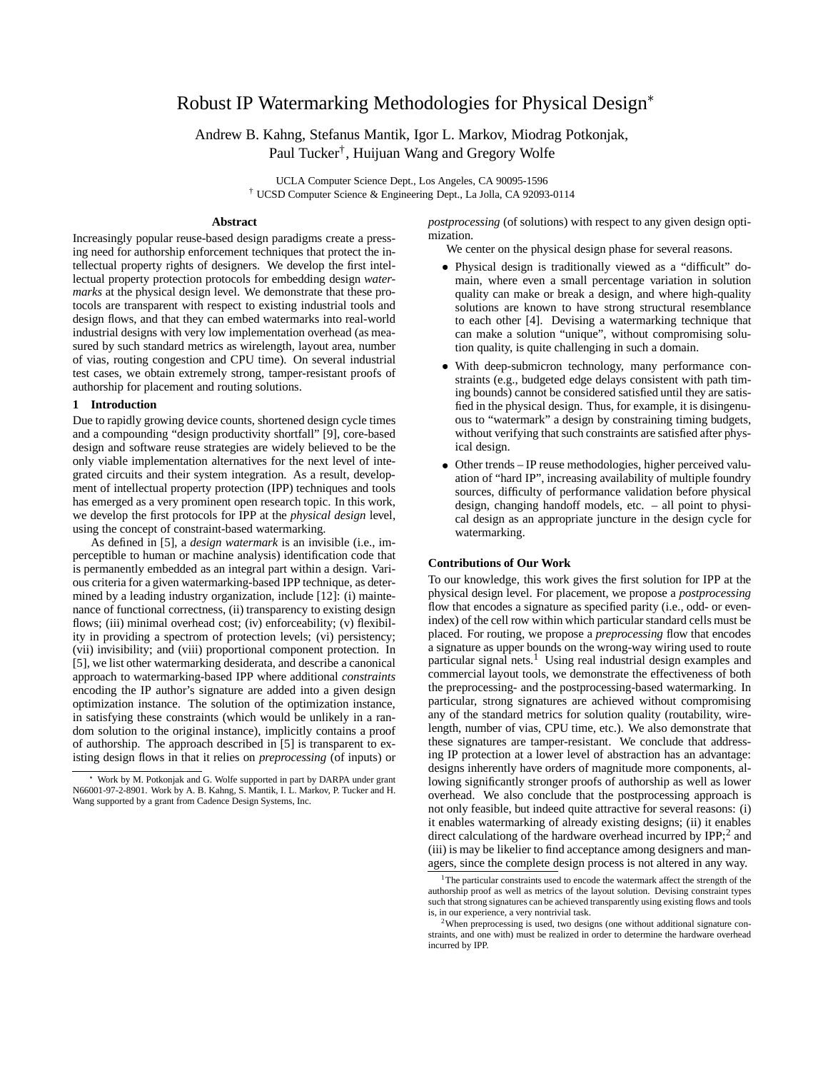# Robust IP Watermarking Methodologies for Physical Design*

Andrew B. Kahng, Stefanus Mantik, Igor L. Markov, Miodrag Potkonjak, Paul Tucker†, Huijuan Wang and Gregory Wolfe

UCLA Computer Science Dept., Los Angeles, CA 90095-1596
† UCSD Computer Science & Engineering Dept., La Jolla, CA 92093-0114

## Abstract

Increasingly popular reuse-based design paradigms create a pressing need for authorship enforcement techniques that protect the intellectual property rights of designers. We develop the first intellectual property protection protocols for embedding design *watermarks* at the physical design level. We demonstrate that these protocols are transparent with respect to existing industrial tools and design flows, and that they can embed watermarks into real-world industrial designs with very low implementation overhead (as measured by such standard metrics as wirelength, layout area, number of vias, routing congestion and CPU time). On several industrial test cases, we obtain extremely strong, tamper-resistant proofs of authorship for placement and routing solutions.

## 1 Introduction

Due to rapidly growing device counts, shortened design cycle times and a compounding "design productivity shortfall" [9], core-based design and software reuse strategies are widely believed to be the only viable implementation alternatives for the next level of integrated circuits and their system integration. As a result, development of intellectual property protection (IPP) techniques and tools has emerged as a very prominent open research topic. In this work, we develop the first protocols for IPP at the *physical design* level, using the concept of constraint-based watermarking.

As defined in [5], a *design watermark* is an invisible (i.e., imperceptible to human or machine analysis) identification code that is permanently embedded as an integral part within a design. Various criteria for a given watermarking-based IPP technique, as determined by a leading industry organization, include [12]: (i) maintenance of functional correctness, (ii) transparency to existing design flows; (iii) minimal overhead cost; (iv) enforceability; (v) flexibility in providing a spectrom of protection levels; (vi) persistency; (vii) invisibility; and (viii) proportional component protection. In [5], we list other watermarking desiderata, and describe a canonical approach to watermarking-based IPP where additional *constraints* encoding the IP author's signature are added into a given design optimization instance. The solution of the optimization instance, in satisfying these constraints (which would be unlikely in a random solution to the original instance), implicitly contains a proof of authorship. The approach described in [5] is transparent to existing design flows in that it relies on *preprocessing* (of inputs) or *postprocessing* (of solutions) with respect to any given design optimization.

We center on the physical design phase for several reasons.

- Physical design is traditionally viewed as a "difficult" domain, where even a small percentage variation in solution quality can make or break a design, and where high-quality solutions are known to have strong structural resemblance to each other [4]. Devising a watermarking technique that can make a solution "unique", without compromising solution quality, is quite challenging in such a domain.
- With deep-submicron technology, many performance constraints (e.g., budgeted edge delays consistent with path timing bounds) cannot be considered satisfied until they are satisfied in the physical design. Thus, for example, it is disingenuous to "watermark" a design by constraining timing budgets, without verifying that such constraints are satisfied after physical design.
- Other trends – IP reuse methodologies, higher perceived valuation of "hard IP", increasing availability of multiple foundry sources, difficulty of performance validation before physical design, changing handoff models, etc. – all point to physical design as an appropriate juncture in the design cycle for watermarking.

### Contributions of Our Work

To our knowledge, this work gives the first solution for IPP at the physical design level. For placement, we propose a *postprocessing* flow that encodes a signature as specified parity (i.e., odd- or even-index) of the cell row within which particular standard cells must be placed. For routing, we propose a *preprocessing* flow that encodes a signature as upper bounds on the wrong-way wiring used to route particular signal nets.[1] Using real industrial design examples and commercial layout tools, we demonstrate the effectiveness of both the preprocessing- and the postprocessing-based watermarking. In particular, strong signatures are achieved without compromising any of the standard metrics for solution quality (routability, wirelength, number of vias, CPU time, etc.). We also demonstrate that these signatures are tamper-resistant. We conclude that addressing IP protection at a lower level of abstraction has an advantage: designs inherently have orders of magnitude more components, allowing significantly stronger proofs of authorship as well as lower overhead. We also conclude that the postprocessing approach is not only feasible, but indeed quite attractive for several reasons: (i) it enables watermarking of already existing designs; (ii) it enables direct calculationg of the hardware overhead incurred by IPP;[2] and (iii) is may be likelier to find acceptance among designers and managers, since the complete design process is not altered in any way.

---

* Work by M. Potkonjak and G. Wolfe supported in part by DARPA under grant N66001-97-2-8901. Work by A. B. Kahng, S. Mantik, I. L. Markov, P. Tucker and H. Wang supported by a grant from Cadence Design Systems, Inc.

[1] The particular constraints used to encode the watermark affect the strength of the authorship proof as well as metrics of the layout solution. Devising constraint types such that strong signatures can be achieved transparently using existing flows and tools is, in our experience, a very nontrivial task.

[2] When preprocessing is used, two designs (one without additional signature constraints, and one with) must be realized in order to determine the hardware overhead incurred by IPP.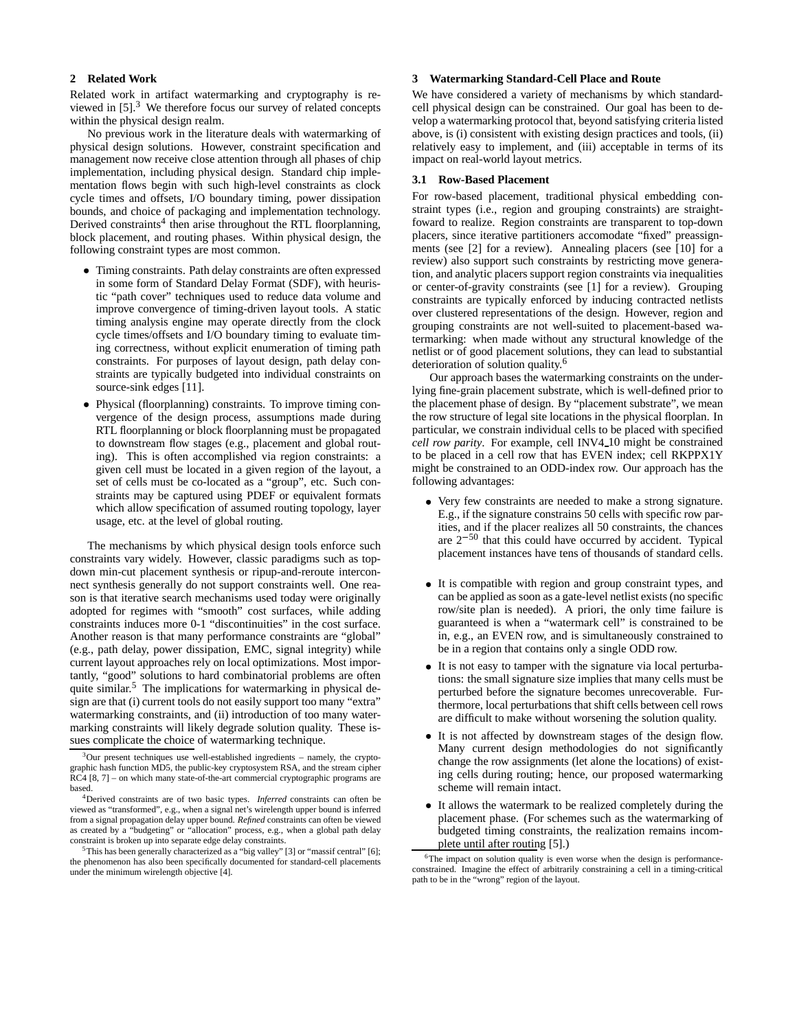## 2 Related Work

Related work in artifact watermarking and cryptography is reviewed in [5].[3] We therefore focus our survey of related concepts within the physical design realm.

No previous work in the literature deals with watermarking of physical design solutions. However, constraint specification and management now receive close attention through all phases of chip implementation, including physical design. Standard chip implementation flows begin with such high-level constraints as clock cycle times and offsets, I/O boundary timing, power dissipation bounds, and choice of packaging and implementation technology. Derived constraints[4] then arise throughout the RTL floorplanning, block placement, and routing phases. Within physical design, the following constraint types are most common.

- Timing constraints. Path delay constraints are often expressed in some form of Standard Delay Format (SDF), with heuristic "path cover" techniques used to reduce data volume and improve convergence of timing-driven layout tools. A static timing analysis engine may operate directly from the clock cycle times/offsets and I/O boundary timing to evaluate timing correctness, without explicit enumeration of timing path constraints. For purposes of layout design, path delay constraints are typically budgeted into individual constraints on source-sink edges [11].
- Physical (floorplanning) constraints. To improve timing convergence of the design process, assumptions made during RTL floorplanning or block floorplanning must be propagated to downstream flow stages (e.g., placement and global routing). This is often accomplished via region constraints: a given cell must be located in a given region of the layout, a set of cells must be co-located as a "group", etc. Such constraints may be captured using PDEF or equivalent formats which allow specification of assumed routing topology, layer usage, etc. at the level of global routing.

The mechanisms by which physical design tools enforce such constraints vary widely. However, classic paradigms such as top-down min-cut placement synthesis or ripup-and-reroute interconnect synthesis generally do not support constraints well. One reason is that iterative search mechanisms used today were originally adopted for regimes with "smooth" cost surfaces, while adding constraints induces more 0-1 "discontinuities" in the cost surface. Another reason is that many performance constraints are "global" (e.g., path delay, power dissipation, EMC, signal integrity) while current layout approaches rely on local optimizations. Most importantly, "good" solutions to hard combinatorial problems are often quite similar.[5] The implications for watermarking in physical design are that (i) current tools do not easily support too many "extra" watermarking constraints, and (ii) introduction of too many watermarking constraints will likely degrade solution quality. These issues complicate the choice of watermarking technique.

[3] Our present techniques use well-established ingredients – namely, the cryptographic hash function MD5, the public-key cryptosystem RSA, and the stream cipher RC4 [8, 7] – on which many state-of-the-art commercial cryptographic programs are based.

[4] Derived constraints are of two basic types. *Inferred* constraints can often be viewed as "transformed", e.g., when a signal net's wirelength upper bound is inferred from a signal propagation delay upper bound. *Refined* constraints can often be viewed as created by a "budgeting" or "allocation" process, e.g., when a global path delay constraint is broken up into separate edge delay constraints.

[5] This has been generally characterized as a "big valley" [3] or "massif central" [6]; the phenomenon has also been specifically documented for standard-cell placements under the minimum wirelength objective [4].

## 3 Watermarking Standard-Cell Place and Route

We have considered a variety of mechanisms by which standard-cell physical design can be constrained. Our goal has been to develop a watermarking protocol that, beyond satisfying criteria listed above, is (i) consistent with existing design practices and tools, (ii) relatively easy to implement, and (iii) acceptable in terms of its impact on real-world layout metrics.

### 3.1 Row-Based Placement

For row-based placement, traditional physical embedding constraint types (i.e., region and grouping constraints) are straightfoward to realize. Region constraints are transparent to top-down placers, since iterative partitioners accomodate "fixed" preassignments (see [2] for a review). Annealing placers (see [10] for a review) also support such constraints by restricting move generation, and analytic placers support region constraints via inequalities or center-of-gravity constraints (see [1] for a review). Grouping constraints are typically enforced by inducing contracted netlists over clustered representations of the design. However, region and grouping constraints are not well-suited to placement-based watermarking: when made without any structural knowledge of the netlist or of good placement solutions, they can lead to substantial deterioration of solution quality.[6]

Our approach bases the watermarking constraints on the underlying fine-grain placement substrate, which is well-defined prior to the placement phase of design. By "placement substrate", we mean the row structure of legal site locations in the physical floorplan. In particular, we constrain individual cells to be placed with specified *cell row parity*. For example, cell INV4_10 might be constrained to be placed in a cell row that has EVEN index; cell RKPPX1Y might be constrained to an ODD-index row. Our approach has the following advantages:

- Very few constraints are needed to make a strong signature. E.g., if the signature constrains 50 cells with specific row parities, and if the placer realizes all 50 constraints, the chances are $2^{-50}$ that this could have occurred by accident. Typical placement instances have tens of thousands of standard cells.
- It is compatible with region and group constraint types, and can be applied as soon as a gate-level netlist exists (no specific row/site plan is needed). A priori, the only time failure is guaranteed is when a "watermark cell" is constrained to be in, e.g., an EVEN row, and is simultaneously constrained to be in a region that contains only a single ODD row.
- It is not easy to tamper with the signature via local perturbations: the small signature size implies that many cells must be perturbed before the signature becomes unrecoverable. Furthermore, local perturbations that shift cells between cell rows are difficult to make without worsening the solution quality.
- It is not affected by downstream stages of the design flow. Many current design methodologies do not significantly change the row assignments (let alone the locations) of existing cells during routing; hence, our proposed watermarking scheme will remain intact.
- It allows the watermark to be realized completely during the placement phase. (For schemes such as the watermarking of budgeted timing constraints, the realization remains incomplete until after routing [5].)

[6] The impact on solution quality is even worse when the design is performance-constrained. Imagine the effect of arbitrarily constraining a cell in a timing-critical path to be in the "wrong" region of the layout.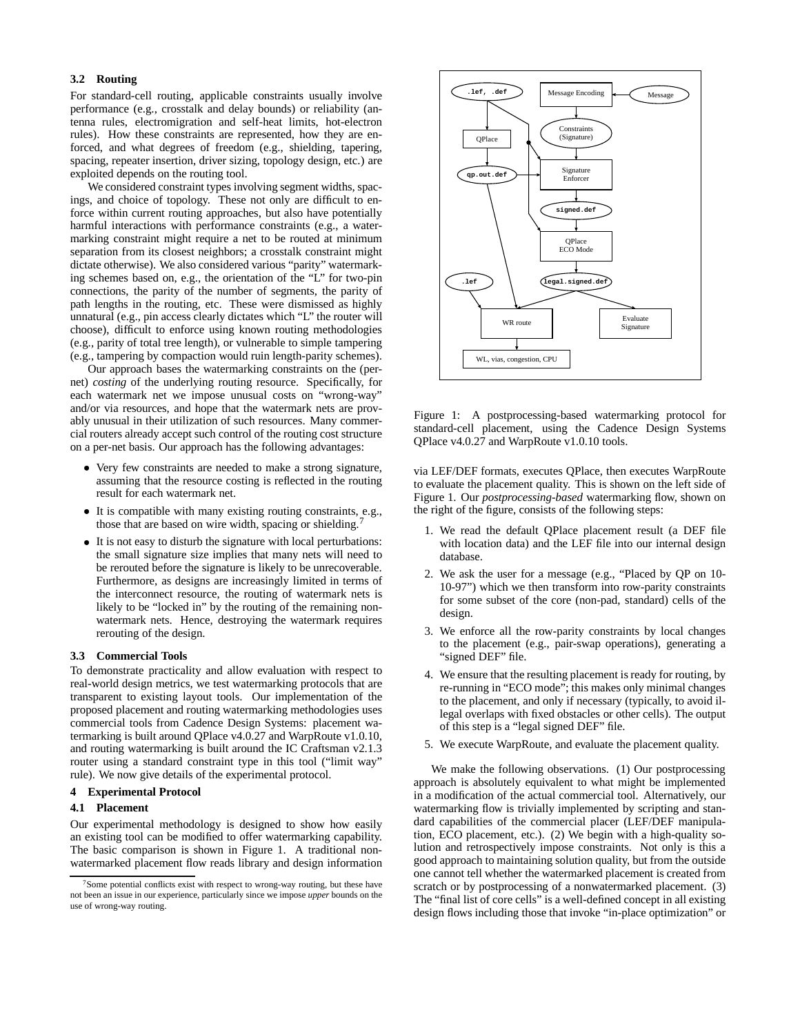### 3.2 Routing

For standard-cell routing, applicable constraints usually involve performance (e.g., crosstalk and delay bounds) or reliability (antenna rules, electromigration and self-heat limits, hot-electron rules). How these constraints are represented, how they are enforced, and what degrees of freedom (e.g., shielding, tapering, spacing, repeater insertion, driver sizing, topology design, etc.) are exploited depends on the routing tool.

We considered constraint types involving segment widths, spacings, and choice of topology. These not only are difficult to enforce within current routing approaches, but also have potentially harmful interactions with performance constraints (e.g., a watermarking constraint might require a net to be routed at minimum separation from its closest neighbors; a crosstalk constraint might dictate otherwise). We also considered various "parity" watermarking schemes based on, e.g., the orientation of the "L" for two-pin connections, the parity of the number of segments, the parity of path lengths in the routing, etc. These were dismissed as highly unnatural (e.g., pin access clearly dictates which "L" the router will choose), difficult to enforce using known routing methodologies (e.g., parity of total tree length), or vulnerable to simple tampering (e.g., tampering by compaction would ruin length-parity schemes).

Our approach bases the watermarking constraints on the (per-net) *costing* of the underlying routing resource. Specifically, for each watermark net we impose unusual costs on "wrong-way" and/or via resources, and hope that the watermark nets are provably unusual in their utilization of such resources. Many commercial routers already accept such control of the routing cost structure on a per-net basis. Our approach has the following advantages:

- Very few constraints are needed to make a strong signature, assuming that the resource costing is reflected in the routing result for each watermark net.
- It is compatible with many existing routing constraints, e.g., those that are based on wire width, spacing or shielding.[7]
- It is not easy to disturb the signature with local perturbations: the small signature size implies that many nets will need to be rerouted before the signature is likely to be unrecoverable. Furthermore, as designs are increasingly limited in terms of the interconnect resource, the routing of watermark nets is likely to be "locked in" by the routing of the remaining non-watermark nets. Hence, destroying the watermark requires rerouting of the design.

### 3.3 Commercial Tools

To demonstrate practicality and allow evaluation with respect to real-world design metrics, we test watermarking protocols that are transparent to existing layout tools. Our implementation of the proposed placement and routing watermarking methodologies uses commercial tools from Cadence Design Systems: placement watermarking is built around QPlace v4.0.27 and WarpRoute v1.0.10, and routing watermarking is built around the IC Craftsman v2.1.3 router using a standard constraint type in this tool ("limit way" rule). We now give details of the experimental protocol.

## 4 Experimental Protocol

### 4.1 Placement

Our experimental methodology is designed to show how easily an existing tool can be modified to offer watermarking capability. The basic comparison is shown in Figure 1. A traditional non-watermarked placement flow reads library and design information via LEF/DEF formats, executes QPlace, then executes WarpRoute to evaluate the placement quality. This is shown on the left side of Figure 1. Our *postprocessing-based* watermarking flow, shown on the right of the figure, consists of the following steps:

.lef, .def
Message Encoding
Message
Constraints (Signature)
QPlace
qp.out.def
Signature Enforcer
signed.def
QPlace ECO Mode
.lef
legal.signed.def
WR route
Evaluate Signature
WL, vias, congestion, CPU

Figure 1: A postprocessing-based watermarking protocol for standard-cell placement, using the Cadence Design Systems QPlace v4.0.27 and WarpRoute v1.0.10 tools.

1. We read the default QPlace placement result (a DEF file with location data) and the LEF file into our internal design database.
2. We ask the user for a message (e.g., "Placed by QP on 10-10-97") which we then transform into row-parity constraints for some subset of the core (non-pad, standard) cells of the design.
3. We enforce all the row-parity constraints by local changes to the placement (e.g., pair-swap operations), generating a "signed DEF" file.
4. We ensure that the resulting placement is ready for routing, by re-running in "ECO mode"; this makes only minimal changes to the placement, and only if necessary (typically, to avoid illegal overlaps with fixed obstacles or other cells). The output of this step is a "legal signed DEF" file.
5. We execute WarpRoute, and evaluate the placement quality.

We make the following observations. (1) Our postprocessing approach is absolutely equivalent to what might be implemented in a modification of the actual commercial tool. Alternatively, our watermarking flow is trivially implemented by scripting and standard capabilities of the commercial placer (LEF/DEF manipulation, ECO placement, etc.). (2) We begin with a high-quality solution and retrospectively impose constraints. Not only is this a good approach to maintaining solution quality, but from the outside one cannot tell whether the watermarked placement is created from scratch or by postprocessing of a nonwatermarked placement. (3) The "final list of core cells" is a well-defined concept in all existing design flows including those that invoke "in-place optimization" or

[7] Some potential conflicts exist with respect to wrong-way routing, but these have not been an issue in our experience, particularly since we impose *upper* bounds on the use of wrong-way routing.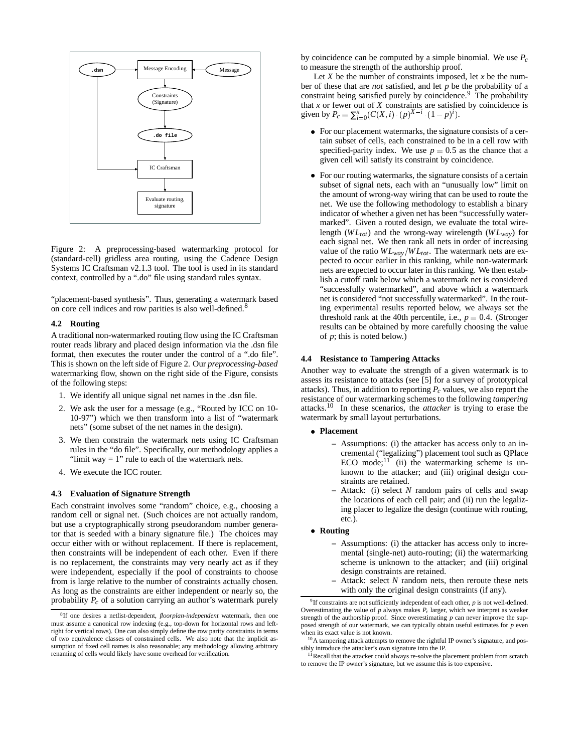Figure 2: A preprocessing-based watermarking protocol for (standard-cell) gridless area routing, using the Cadence Design Systems IC Craftsman v2.1.3 tool. The tool is used in its standard context, controlled by a ".do" file using standard rules syntax.

"placement-based synthesis". Thus, generating a watermark based on core cell indices and row parities is also well-defined.[8]

### 4.2 Routing

A traditional non-watermarked routing flow using the IC Craftsman router reads library and placed design information via the .dsn file format, then executes the router under the control of a ".do file". This is shown on the left side of Figure 2. Our *preprocessing-based* watermarking flow, shown on the right side of the Figure, consists of the following steps:

1. We identify all unique signal net names in the .dsn file.
2. We ask the user for a message (e.g., "Routed by ICC on 10-10-97") which we then transform into a list of "watermark nets" (some subset of the net names in the design).
3. We then constrain the watermark nets using IC Craftsman rules in the "do file". Specifically, our methodology applies a "limit way = 1" rule to each of the watermark nets.
4. We execute the ICC router.

### 4.3 Evaluation of Signature Strength

Each constraint involves some "random" choice, e.g., choosing a random cell or signal net. (Such choices are not actually random, but use a cryptographically strong pseudorandom number generator that is seeded with a binary signature file.) The choices may occur either with or without replacement. If there is replacement, then constraints will be independent of each other. Even if there is no replacement, the constraints may very nearly act as if they were independent, especially if the pool of constraints to choose from is large relative to the number of constraints actually chosen. As long as the constraints are either independent or nearly so, the probability $P_c$ of a solution carrying an author's watermark purely by coincidence can be computed by a simple binomial. We use $P_c$ to measure the strength of the authorship proof.

Let $X$ be the number of constraints imposed, let $x$ be the number of these that are *not* satisfied, and let $p$ be the probability of a constraint being satisfied purely by coincidence.[9] The probability that $x$ or fewer out of $X$ constraints are satisfied by coincidence is given by $P_c = \sum_{i=0}^{x}(C(X,i) \cdot (p)^{X-i} \cdot (1-p)^i)$.

- For our placement watermarks, the signature consists of a certain subset of cells, each constrained to be in a cell row with specified-parity index. We use $p = 0.5$ as the chance that a given cell will satisfy its constraint by coincidence.
- For our routing watermarks, the signature consists of a certain subset of signal nets, each with an "unusually low" limit on the amount of wrong-way wiring that can be used to route the net. We use the following methodology to establish a binary indicator of whether a given net has been "successfully watermarked". Given a routed design, we evaluate the total wirelength ($WL_{tot}$) and the wrong-way wirelength ($WL_{way}$) for each signal net. We then rank all nets in order of increasing value of the ratio $WL_{way}/WL_{tot}$. The watermark nets are expected to occur earlier in this ranking, while non-watermark nets are expected to occur later in this ranking. We then establish a cutoff rank below which a watermark net is considered "successfully watermarked", and above which a watermark net is considered "not successfully watermarked". In the routing experimental results reported below, we always set the threshold rank at the 40th percentile, i.e., $p = 0.4$. (Stronger results can be obtained by more carefully choosing the value of $p$; this is noted below.)

### 4.4 Resistance to Tampering Attacks

Another way to evaluate the strength of a given watermark is to assess its resistance to attacks (see [5] for a survey of prototypical attacks). Thus, in addition to reporting $P_c$ values, we also report the resistance of our watermarking schemes to the following *tampering* attacks.[10] In these scenarios, the *attacker* is trying to erase the watermark by small layout perturbations.

- **Placement**
  - Assumptions: (i) the attacker has access only to an incremental ("legalizing") placement tool such as QPlace ECO mode;[11] (ii) the watermarking scheme is unknown to the attacker; and (iii) original design constraints are retained.
  - Attack: (i) select $N$ random pairs of cells and swap the locations of each cell pair; and (ii) run the legalizing placer to legalize the design (continue with routing, etc.).
- **Routing**
  - Assumptions: (i) the attacker has access only to incremental (single-net) auto-routing; (ii) the watermarking scheme is unknown to the attacker; and (iii) original design constraints are retained.
  - Attack: select $N$ random nets, then reroute these nets with only the original design constraints (if any).

---

[8] If one desires a netlist-dependent, *floorplan-independent* watermark, then one must assume a canonical row indexing (e.g., top-down for horizontal rows and left-right for vertical rows). One can also simply define the row parity constraints in terms of two equivalence classes of constrained cells. We also note that the implicit assumption of fixed cell names is also reasonable; any methodology allowing arbitrary renaming of cells would likely have some overhead for verification.

[9] If constraints are not sufficiently independent of each other, $p$ is not well-defined. Overestimating the value of $p$ always makes $P_c$ larger, which we interpret as weaker strength of the authorship proof. Since overestimating $p$ can never improve the supposed strength of our watermark, we can typically obtain useful estimates for $p$ even when its exact value is not known.

[10] A tampering attack attempts to remove the rightful IP owner's signature, and possibly introduce the attacker's own signature into the IP.

[11] Recall that the attacker could always re-solve the placement problem from scratch to remove the IP owner's signature, but we assume this is too expensive.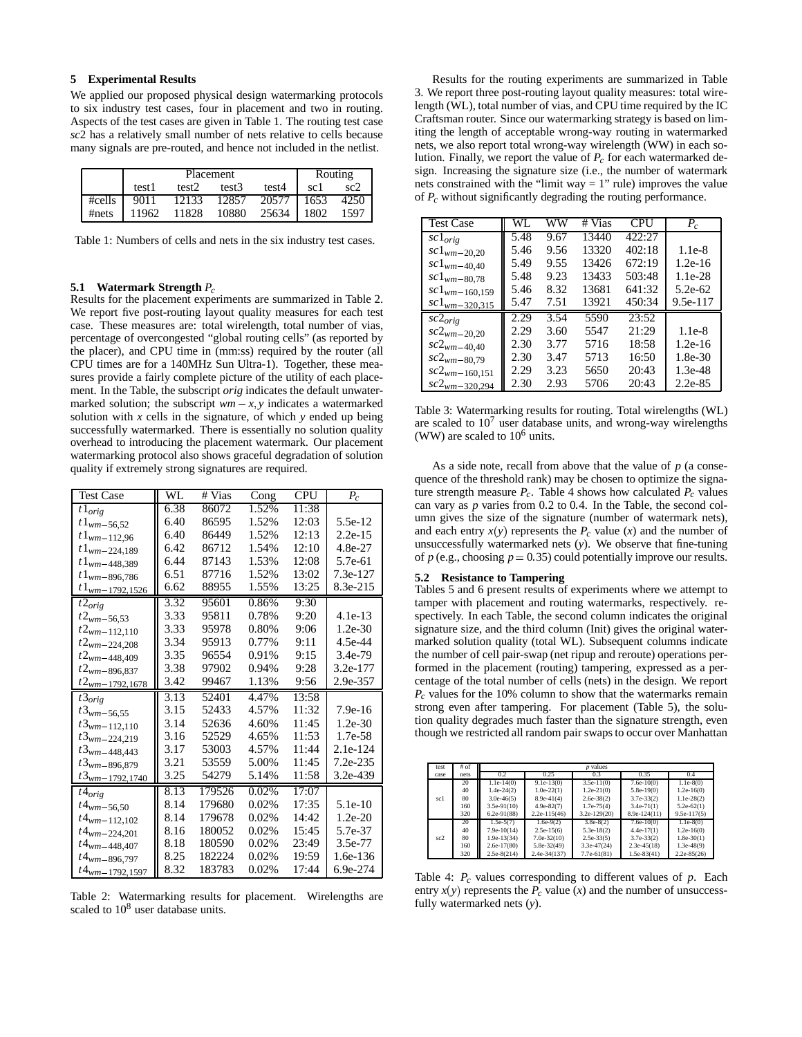## 5 Experimental Results

We applied our proposed physical design watermarking protocols to six industry test cases, four in placement and two in routing. Aspects of the test cases are given in Table 1. The routing test case *sc*2 has a relatively small number of nets relative to cells because many signals are pre-routed, and hence not included in the netlist.

| | Placement | | | | Routing | |
|---|---|---|---|---|---|---|
| | test1 | test2 | test3 | test4 | sc1 | sc2 |
| #cells | 9011 | 12133 | 12857 | 20577 | 1653 | 4250 |
| #nets | 11962 | 11828 | 10880 | 25634 | 1802 | 1597 |

Table 1: Numbers of cells and nets in the six industry test cases.

### 5.1 Watermark Strength $P_c$

Results for the placement experiments are summarized in Table 2. We report five post-routing layout quality measures for each test case. These measures are: total wirelength, total number of vias, percentage of overcongested "global routing cells" (as reported by the placer), and CPU time in (mm:ss) required by the router (all CPU times are for a 140MHz Sun Ultra-1). Together, these measures provide a fairly complete picture of the utility of each placement. In the Table, the subscript *orig* indicates the default unwatermarked solution; the subscript $wm-x,y$ indicates a watermarked solution with $x$ cells in the signature, of which $y$ ended up being successfully watermarked. There is essentially no solution quality overhead to introducing the placement watermark. Our placement watermarking protocol also shows graceful degradation of solution quality if extremely strong signatures are required.

| Test Case | WL | # Vias | Cong | CPU | $P_c$ |
|---|---|---|---|---|---|
| $t1_{orig}$ | 6.38 | 86072 | 1.52% | 11:38 | |
| $t1_{wm-56,52}$ | 6.40 | 86595 | 1.52% | 12:03 | 5.5e-12 |
| $t1_{wm-112,96}$ | 6.40 | 86449 | 1.52% | 12:13 | 2.2e-15 |
| $t1_{wm-224,189}$ | 6.42 | 86712 | 1.54% | 12:10 | 4.8e-27 |
| $t1_{wm-448,389}$ | 6.44 | 87143 | 1.53% | 12:08 | 5.7e-61 |
| $t1_{wm-896,786}$ | 6.51 | 87716 | 1.52% | 13:02 | 7.3e-127 |
| $t1_{wm-1792,1526}$ | 6.62 | 88955 | 1.55% | 13:25 | 8.3e-215 |
| $t2_{orig}$ | 3.32 | 95601 | 0.86% | 9:30 | |
| $t2_{wm-56,53}$ | 3.33 | 95811 | 0.78% | 9:20 | 4.1e-13 |
| $t2_{wm-112,110}$ | 3.33 | 95978 | 0.80% | 9:06 | 1.2e-30 |
| $t2_{wm-224,208}$ | 3.34 | 95913 | 0.77% | 9:11 | 4.5e-44 |
| $t2_{wm-448,409}$ | 3.35 | 96554 | 0.91% | 9:15 | 3.4e-79 |
| $t2_{wm-896,837}$ | 3.38 | 97902 | 0.94% | 9:28 | 3.2e-177 |
| $t2_{wm-1792,1678}$ | 3.42 | 99467 | 1.13% | 9:56 | 2.9e-357 |
| $t3_{orig}$ | 3.13 | 52401 | 4.47% | 13:58 | |
| $t3_{wm-56,55}$ | 3.15 | 52433 | 4.57% | 11:32 | 7.9e-16 |
| $t3_{wm-112,110}$ | 3.14 | 52636 | 4.60% | 11:45 | 1.2e-30 |
| $t3_{wm-224,219}$ | 3.16 | 52529 | 4.65% | 11:53 | 1.7e-58 |
| $t3_{wm-448,443}$ | 3.17 | 53003 | 4.57% | 11:44 | 2.1e-124 |
| $t3_{wm-896,879}$ | 3.21 | 53559 | 5.00% | 11:45 | 7.2e-235 |
| $t3_{wm-1792,1740}$ | 3.25 | 54279 | 5.14% | 11:58 | 3.2e-439 |
| $t4_{orig}$ | 8.13 | 179526 | 0.02% | 17:07 | |
| $t4_{wm-56,50}$ | 8.14 | 179680 | 0.02% | 17:35 | 5.1e-10 |
| $t4_{wm-112,102}$ | 8.14 | 179678 | 0.02% | 14:42 | 1.2e-20 |
| $t4_{wm-224,201}$ | 8.16 | 180052 | 0.02% | 15:45 | 5.7e-37 |
| $t4_{wm-448,407}$ | 8.18 | 180590 | 0.02% | 23:49 | 3.5e-77 |
| $t4_{wm-896,797}$ | 8.25 | 182224 | 0.02% | 19:59 | 1.6e-136 |
| $t4_{wm-1792,1597}$ | 8.32 | 183783 | 0.02% | 17:44 | 6.9e-274 |

Table 2: Watermarking results for placement. Wirelengths are scaled to $10^8$ user database units.

Results for the routing experiments are summarized in Table 3. We report three post-routing layout quality measures: total wirelength (WL), total number of vias, and CPU time required by the IC Craftsman router. Since our watermarking strategy is based on limiting the length of acceptable wrong-way routing in watermarked nets, we also report total wrong-way wirelength (WW) in each solution. Finally, we report the value of $P_c$ for each watermarked design. Increasing the signature size (i.e., the number of watermark nets constrained with the "limit way = 1" rule) improves the value of $P_c$ without significantly degrading the routing performance.

| Test Case | WL | WW | # Vias | CPU | $P_c$ |
|---|---|---|---|---|---|
| $sc1_{orig}$ | 5.48 | 9.67 | 13440 | 422:27 | |
| $sc1_{wm-20,20}$ | 5.46 | 9.56 | 13320 | 402:18 | 1.1e-8 |
| $sc1_{wm-40,40}$ | 5.49 | 9.55 | 13426 | 672:19 | 1.2e-16 |
| $sc1_{wm-80,78}$ | 5.48 | 9.23 | 13433 | 503:48 | 1.1e-28 |
| $sc1_{wm-160,159}$ | 5.46 | 8.32 | 13681 | 641:32 | 5.2e-62 |
| $sc1_{wm-320,315}$ | 5.47 | 7.51 | 13921 | 450:34 | 9.5e-117 |
| $sc2_{orig}$ | 2.29 | 3.54 | 5590 | 23:52 | |
| $sc2_{wm-20,20}$ | 2.29 | 3.60 | 5547 | 21:29 | 1.1e-8 |
| $sc2_{wm-40,40}$ | 2.30 | 3.77 | 5716 | 18:58 | 1.2e-16 |
| $sc2_{wm-80,79}$ | 2.30 | 3.47 | 5713 | 16:50 | 1.8e-30 |
| $sc2_{wm-160,151}$ | 2.29 | 3.23 | 5650 | 20:43 | 1.3e-48 |
| $sc2_{wm-320,294}$ | 2.30 | 2.93 | 5706 | 20:43 | 2.2e-85 |

Table 3: Watermarking results for routing. Total wirelengths (WL) are scaled to $10^7$ user database units, and wrong-way wirelengths (WW) are scaled to $10^6$ units.

As a side note, recall from above that the value of $p$ (a consequence of the threshold rank) may be chosen to optimize the signature strength measure $P_c$. Table 4 shows how calculated $P_c$ values can vary as $p$ varies from 0.2 to 0.4. In the Table, the second column gives the size of the signature (number of watermark nets), and each entry $x(y)$ represents the $P_c$ value ($x$) and the number of unsuccessfully watermarked nets ($y$). We observe that fine-tuning of $p$ (e.g., choosing $p = 0.35$) could potentially improve our results.

| test case | # of nets | $p$ values | | | | |
|---|---|---|---|---|---|---|
| | | 0.2 | 0.25 | 0.3 | 0.35 | 0.4 |
| sc1 | 20 | 1.1e-14(0) | 9.1e-13(0) | 3.5e-11(0) | 7.6e-10(0) | 1.1e-8(0) |
| | 40 | 1.4e-24(2) | 1.0e-22(1) | 1.2e-21(0) | 5.8e-19(0) | 1.2e-16(0) |
| | 80 | 3.0e-46(5) | 8.9e-41(4) | 2.6e-38(2) | 3.7e-33(2) | 1.1e-28(2) |
| | 160 | 3.5e-91(10) | 4.9e-82(7) | 1.7e-75(4) | 3.4e-71(1) | 5.2e-62(1) |
| | 320 | 6.2e-91(88) | 2.2e-115(46) | 3.2e-129(20) | 8.9e-124(11) | 9.5e-117(5) |
| sc2 | 20 | 1.5e-5(7) | 1.6e-9(2) | 3.8e-8(2) | 7.6e-10(0) | 1.1e-8(0) |
| | 40 | 7.9e-10(14) | 2.5e-15(6) | 5.3e-18(2) | 4.4e-17(1) | 1.2e-16(0) |
| | 80 | 1.9e-13(34) | 7.0e-32(10) | 2.5e-33(5) | 3.7e-33(2) | 1.8e-30(1) |
| | 160 | 2.6e-17(80) | 5.8e-32(49) | 3.3e-47(24) | 2.3e-45(18) | 1.3e-48(9) |
| | 320 | 2.5e-8(214) | 2.4e-34(137) | 7.7e-61(81) | 1.5e-83(41) | 2.2e-85(26) |

Table 4: $P_c$ values corresponding to different values of $p$. Each entry $x(y)$ represents the $P_c$ value ($x$) and the number of unsuccessfully watermarked nets ($y$).

### 5.2 Resistance to Tampering

Tables 5 and 6 present results of experiments where we attempt to tamper with placement and routing watermarks, respectively. respectively. In each Table, the second column indicates the original signature size, and the third column (Init) gives the original watermarked solution quality (total WL). Subsequent columns indicate the number of cell pair-swap (net ripup and reroute) operations performed in the placement (routing) tampering, expressed as a percentage of the total number of cells (nets) in the design. We report $P_c$ values for the 10% column to show that the watermarks remain strong even after tampering. For placement (Table 5), the solution quality degrades much faster than the signature strength, even though we restricted all random pair swaps to occur over Manhattan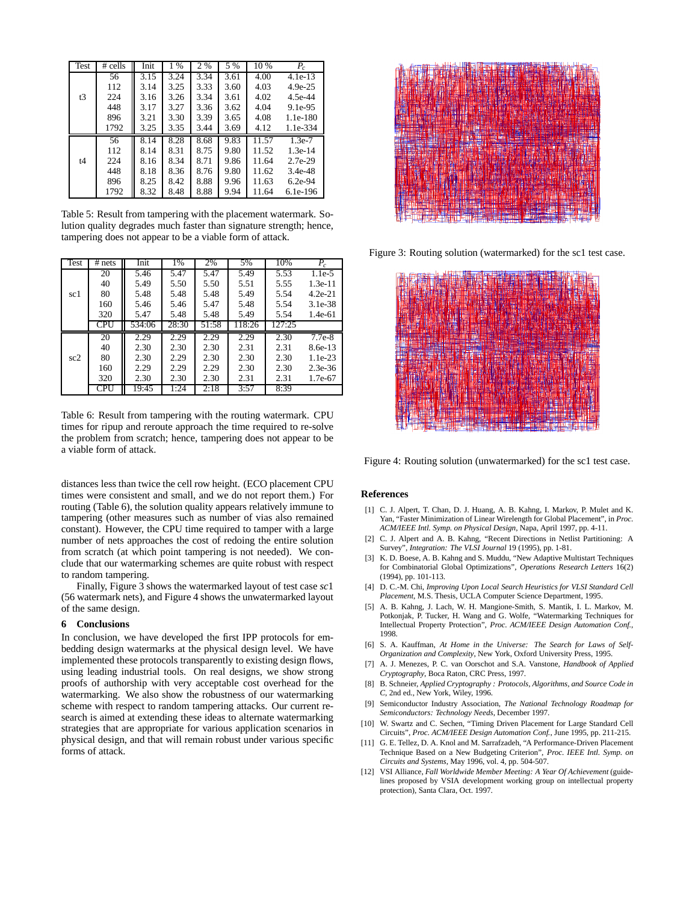| Test | # cells | Init | 1 % | 2 % | 5 % | 10 % | $P_c$ |
|---|---|---|---|---|---|---|---|
| t3 | 56 | 3.15 | 3.24 | 3.34 | 3.61 | 4.00 | 4.1e-13 |
| | 112 | 3.14 | 3.25 | 3.33 | 3.60 | 4.03 | 4.9e-25 |
| | 224 | 3.16 | 3.26 | 3.34 | 3.61 | 4.02 | 4.5e-44 |
| | 448 | 3.17 | 3.27 | 3.36 | 3.62 | 4.04 | 9.1e-95 |
| | 896 | 3.21 | 3.30 | 3.39 | 3.65 | 4.08 | 1.1e-180 |
| | 1792 | 3.25 | 3.35 | 3.44 | 3.69 | 4.12 | 1.1e-334 |
| t4 | 56 | 8.14 | 8.28 | 8.68 | 9.83 | 11.57 | 1.3e-7 |
| | 112 | 8.14 | 8.31 | 8.75 | 9.80 | 11.52 | 1.3e-14 |
| | 224 | 8.16 | 8.34 | 8.71 | 9.86 | 11.64 | 2.7e-29 |
| | 448 | 8.18 | 8.36 | 8.76 | 9.80 | 11.62 | 3.4e-48 |
| | 896 | 8.25 | 8.42 | 8.88 | 9.96 | 11.63 | 6.2e-94 |
| | 1792 | 8.32 | 8.48 | 8.88 | 9.94 | 11.64 | 6.1e-196 |

Table 5: Result from tampering with the placement watermark. Solution quality degrades much faster than signature strength; hence, tampering does not appear to be a viable form of attack.

| Test | # nets | Init | 1% | 2% | 5% | 10% | $P_c$ |
|---|---|---|---|---|---|---|---|
| sc1 | 20 | 5.46 | 5.47 | 5.47 | 5.49 | 5.53 | 1.1e-5 |
| | 40 | 5.49 | 5.50 | 5.50 | 5.51 | 5.55 | 1.3e-11 |
| | 80 | 5.48 | 5.48 | 5.48 | 5.49 | 5.54 | 4.2e-21 |
| | 160 | 5.46 | 5.46 | 5.47 | 5.48 | 5.54 | 3.1e-38 |
| | 320 | 5.47 | 5.48 | 5.48 | 5.49 | 5.54 | 1.4e-61 |
| | CPU | 534:06 | 28:30 | 51:58 | 118:26 | 127:25 | |
| sc2 | 20 | 2.29 | 2.29 | 2.29 | 2.29 | 2.30 | 7.7e-8 |
| | 40 | 2.30 | 2.30 | 2.30 | 2.31 | 2.31 | 8.6e-13 |
| | 80 | 2.30 | 2.29 | 2.30 | 2.30 | 2.30 | 1.1e-23 |
| | 160 | 2.29 | 2.29 | 2.29 | 2.30 | 2.30 | 2.3e-36 |
| | 320 | 2.30 | 2.30 | 2.30 | 2.31 | 2.31 | 1.7e-67 |
| | CPU | 19:45 | 1:24 | 2:18 | 3:57 | 8:39 | |

Table 6: Result from tampering with the routing watermark. CPU times for ripup and reroute approach the time required to re-solve the problem from scratch; hence, tampering does not appear to be a viable form of attack.

distances less than twice the cell row height. (ECO placement CPU times were consistent and small, and we do not report them.) For routing (Table 6), the solution quality appears relatively immune to tampering (other measures such as number of vias also remained constant). However, the CPU time required to tamper with a large number of nets approaches the cost of redoing the entire solution from scratch (at which point tampering is not needed). We conclude that our watermarking schemes are quite robust with respect to random tampering.

Finally, Figure 3 shows the watermarked layout of test case *sc*1 (56 watermark nets), and Figure 4 shows the unwatermarked layout of the same design.

## 6 Conclusions

In conclusion, we have developed the first IPP protocols for embedding design watermarks at the physical design level. We have implemented these protocols transparently to existing design flows, using leading industrial tools. On real designs, we show strong proofs of authorship with very acceptable cost overhead for the watermarking. We also show the robustness of our watermarking scheme with respect to random tampering attacks. Our current research is aimed at extending these ideas to alternate watermarking strategies that are appropriate for various application scenarios in physical design, and that will remain robust under various specific forms of attack.

Figure 3: Routing solution (watermarked) for the sc1 test case.

Figure 4: Routing solution (unwatermarked) for the sc1 test case.

## References

[1] C. J. Alpert, T. Chan, D. J. Huang, A. B. Kahng, I. Markov, P. Mulet and K. Yan, "Faster Minimization of Linear Wirelength for Global Placement", in *Proc. ACM/IEEE Intl. Symp. on Physical Design*, Napa, April 1997, pp. 4-11.

[2] C. J. Alpert and A. B. Kahng, "Recent Directions in Netlist Partitioning: A Survey", *Integration: The VLSI Journal* 19 (1995), pp. 1-81.

[3] K. D. Boese, A. B. Kahng and S. Muddu, "New Adaptive Multistart Techniques for Combinatorial Global Optimizations", *Operations Research Letters* 16(2) (1994), pp. 101-113.

[4] D. C.-M. Chi, *Improving Upon Local Search Heuristics for VLSI Standard Cell Placement*, M.S. Thesis, UCLA Computer Science Department, 1995.

[5] A. B. Kahng, J. Lach, W. H. Mangione-Smith, S. Mantik, I. L. Markov, M. Potkonjak, P. Tucker, H. Wang and G. Wolfe, "Watermarking Techniques for Intellectual Property Protection", *Proc. ACM/IEEE Design Automation Conf.*, 1998.

[6] S. A. Kauffman, *At Home in the Universe: The Search for Laws of Self-Organization and Complexity*, New York, Oxford University Press, 1995.

[7] A. J. Menezes, P. C. van Oorschot and S.A. Vanstone, *Handbook of Applied Cryptography*, Boca Raton, CRC Press, 1997.

[8] B. Schneier, *Applied Cryptography : Protocols, Algorithms, and Source Code in C*, 2nd ed., New York, Wiley, 1996.

[9] Semiconductor Industry Association, *The National Technology Roadmap for Semiconductors: Technology Needs*, December 1997.

[10] W. Swartz and C. Sechen, "Timing Driven Placement for Large Standard Cell Circuits", *Proc. ACM/IEEE Design Automation Conf.*, June 1995, pp. 211-215.

[11] G. E. Tellez, D. A. Knol and M. Sarrafzadeh, "A Performance-Driven Placement Technique Based on a New Budgeting Criterion", *Proc. IEEE Intl. Symp. on Circuits and Systems*, May 1996, vol. 4, pp. 504-507.

[12] VSI Alliance, *Fall Worldwide Member Meeting: A Year Of Achievement* (guidelines proposed by VSIA development working group on intellectual property protection), Santa Clara, Oct. 1997.